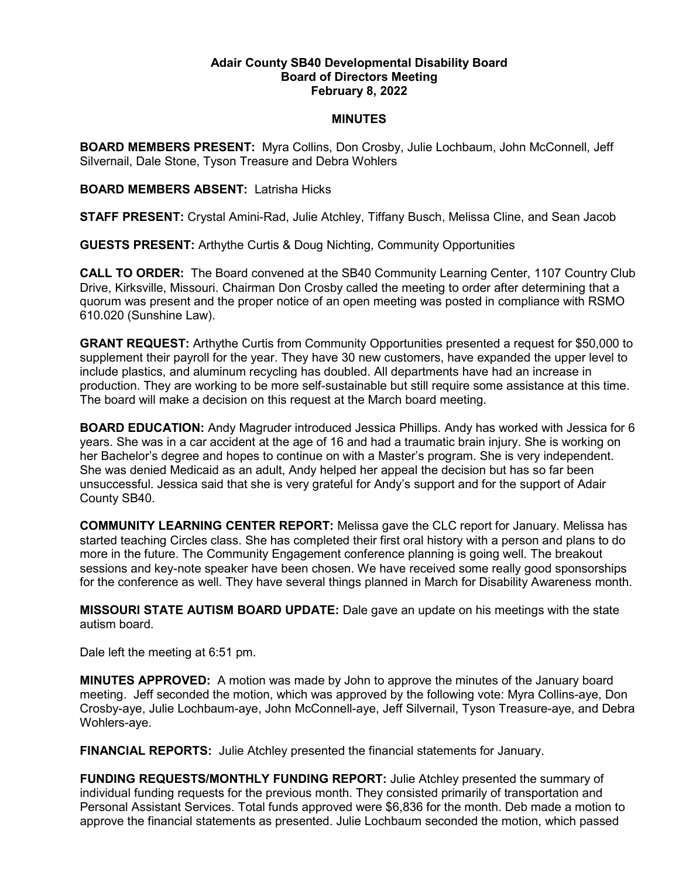**Adair County SB40 Developmental Disability Board**
**Board of Directors Meeting**
**February 8, 2022**

**MINUTES**

**BOARD MEMBERS PRESENT:** Myra Collins, Don Crosby, Julie Lochbaum, John McConnell, Jeff Silvernail, Dale Stone, Tyson Treasure and Debra Wohlers

**BOARD MEMBERS ABSENT:** Latrisha Hicks

**STAFF PRESENT:** Crystal Amini-Rad, Julie Atchley, Tiffany Busch, Melissa Cline, and Sean Jacob

**GUESTS PRESENT:** Arthythe Curtis & Doug Nichting, Community Opportunities

**CALL TO ORDER:** The Board convened at the SB40 Community Learning Center, 1107 Country Club Drive, Kirksville, Missouri. Chairman Don Crosby called the meeting to order after determining that a quorum was present and the proper notice of an open meeting was posted in compliance with RSMO 610.020 (Sunshine Law).

**GRANT REQUEST:** Arthythe Curtis from Community Opportunities presented a request for $50,000 to supplement their payroll for the year. They have 30 new customers, have expanded the upper level to include plastics, and aluminum recycling has doubled. All departments have had an increase in production. They are working to be more self-sustainable but still require some assistance at this time. The board will make a decision on this request at the March board meeting.

**BOARD EDUCATION:** Andy Magruder introduced Jessica Phillips. Andy has worked with Jessica for 6 years. She was in a car accident at the age of 16 and had a traumatic brain injury. She is working on her Bachelor's degree and hopes to continue on with a Master's program. She is very independent. She was denied Medicaid as an adult, Andy helped her appeal the decision but has so far been unsuccessful. Jessica said that she is very grateful for Andy's support and for the support of Adair County SB40.

**COMMUNITY LEARNING CENTER REPORT:** Melissa gave the CLC report for January. Melissa has started teaching Circles class. She has completed their first oral history with a person and plans to do more in the future. The Community Engagement conference planning is going well. The breakout sessions and key-note speaker have been chosen. We have received some really good sponsorships for the conference as well. They have several things planned in March for Disability Awareness month.

**MISSOURI STATE AUTISM BOARD UPDATE:** Dale gave an update on his meetings with the state autism board.

Dale left the meeting at 6:51 pm.

**MINUTES APPROVED:** A motion was made by John to approve the minutes of the January board meeting. Jeff seconded the motion, which was approved by the following vote: Myra Collins-aye, Don Crosby-aye, Julie Lochbaum-aye, John McConnell-aye, Jeff Silvernail, Tyson Treasure-aye, and Debra Wohlers-aye.

**FINANCIAL REPORTS:** Julie Atchley presented the financial statements for January.

**FUNDING REQUESTS/MONTHLY FUNDING REPORT:** Julie Atchley presented the summary of individual funding requests for the previous month. They consisted primarily of transportation and Personal Assistant Services. Total funds approved were $6,836 for the month. Deb made a motion to approve the financial statements as presented. Julie Lochbaum seconded the motion, which passed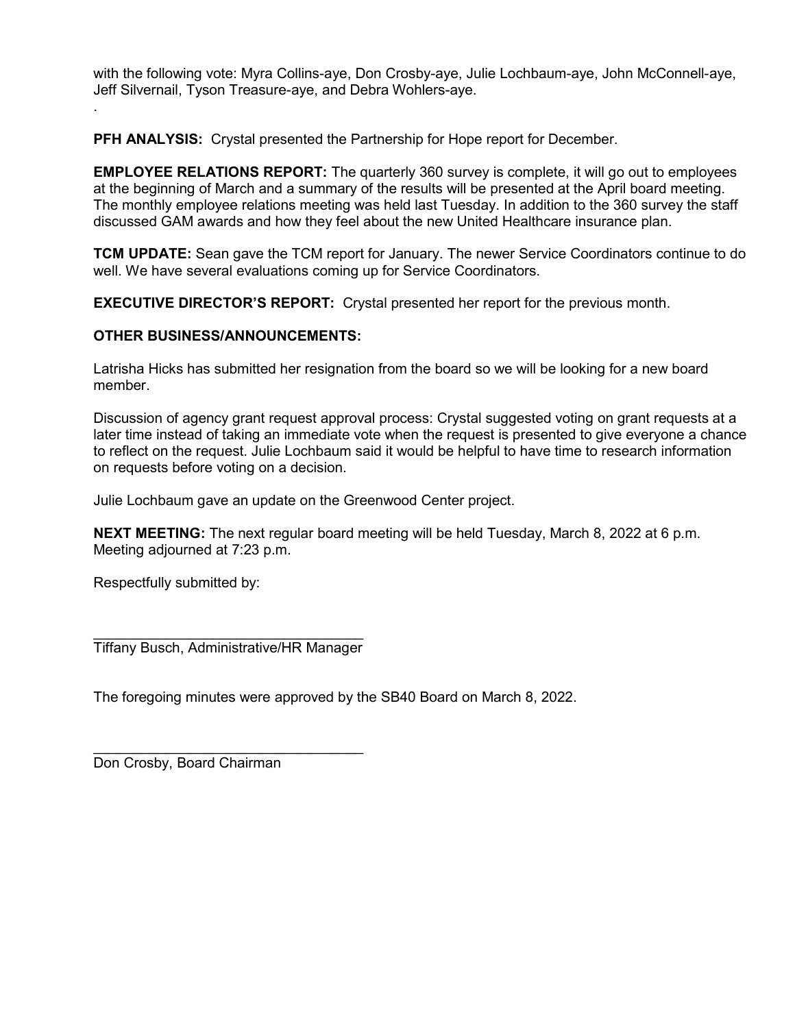with the following vote: Myra Collins-aye, Don Crosby-aye, Julie Lochbaum-aye, John McConnell-aye, Jeff Silvernail, Tyson Treasure-aye, and Debra Wohlers-aye.

.

**PFH ANALYSIS:** Crystal presented the Partnership for Hope report for December.

**EMPLOYEE RELATIONS REPORT:** The quarterly 360 survey is complete, it will go out to employees at the beginning of March and a summary of the results will be presented at the April board meeting. The monthly employee relations meeting was held last Tuesday. In addition to the 360 survey the staff discussed GAM awards and how they feel about the new United Healthcare insurance plan.

**TCM UPDATE:** Sean gave the TCM report for January. The newer Service Coordinators continue to do well. We have several evaluations coming up for Service Coordinators.

**EXECUTIVE DIRECTOR'S REPORT:** Crystal presented her report for the previous month.

**OTHER BUSINESS/ANNOUNCEMENTS:**

Latrisha Hicks has submitted her resignation from the board so we will be looking for a new board member.

Discussion of agency grant request approval process: Crystal suggested voting on grant requests at a later time instead of taking an immediate vote when the request is presented to give everyone a chance to reflect on the request. Julie Lochbaum said it would be helpful to have time to research information on requests before voting on a decision.

Julie Lochbaum gave an update on the Greenwood Center project.

**NEXT MEETING:** The next regular board meeting will be held Tuesday, March 8, 2022 at 6 p.m. Meeting adjourned at 7:23 p.m.

Respectfully submitted by:

\_\_\_\_\_\_\_\_\_\_\_\_\_\_\_\_\_\_\_\_\_\_\_\_\_\_\_\_\_\_\_\_\_\_\_
Tiffany Busch, Administrative/HR Manager

The foregoing minutes were approved by the SB40 Board on March 8, 2022.

\_\_\_\_\_\_\_\_\_\_\_\_\_\_\_\_\_\_\_\_\_\_\_\_\_\_\_\_\_\_\_\_\_\_\_
Don Crosby, Board Chairman